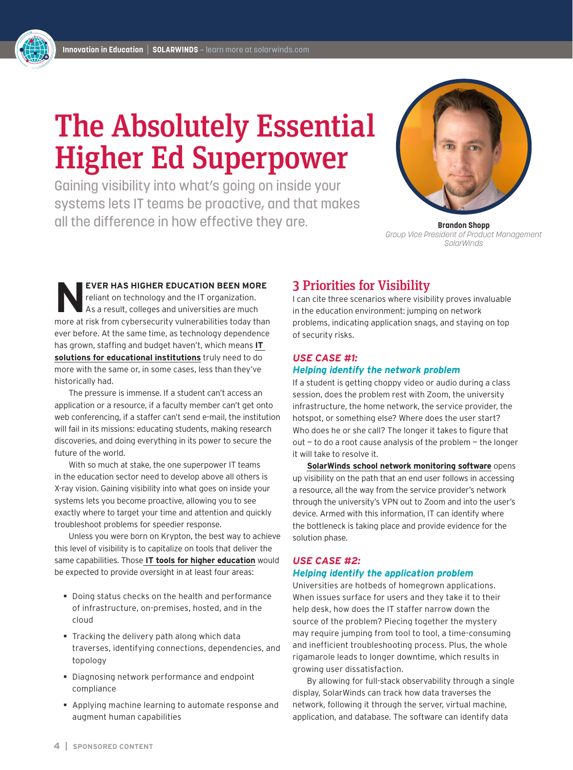# The Absolutely Essential Higher Ed Superpower

Gaining visibility into what's going on inside your systems lets IT teams be proactive, and that makes all the difference in how effective they are.

**Brandon Shopp**
*Group Vice President of Product Management*
*SolarWinds*

**NEVER HAS HIGHER EDUCATION BEEN MORE** reliant on technology and the IT organization. As a result, colleges and universities are much more at risk from cybersecurity vulnerabilities today than ever before. At the same time, as technology dependence has grown, staffing and budget haven't, which means **IT solutions for educational institutions** truly need to do more with the same or, in some cases, less than they've historically had.

The pressure is immense. If a student can't access an application or a resource, if a faculty member can't get onto web conferencing, if a staffer can't send e-mail, the institution will fail in its missions: educating students, making research discoveries, and doing everything in its power to secure the future of the world.

With so much at stake, the one superpower IT teams in the education sector need to develop above all others is X-ray vision. Gaining visibility into what goes on inside your systems lets you become proactive, allowing you to see exactly where to target your time and attention and quickly troubleshoot problems for speedier response.

Unless you were born on Krypton, the best way to achieve this level of visibility is to capitalize on tools that deliver the same capabilities. Those **IT tools for higher education** would be expected to provide oversight in at least four areas:

- Doing status checks on the health and performance of infrastructure, on-premises, hosted, and in the cloud
- Tracking the delivery path along which data traverses, identifying connections, dependencies, and topology
- Diagnosing network performance and endpoint compliance
- Applying machine learning to automate response and augment human capabilities

## 3 Priorities for Visibility

I can cite three scenarios where visibility proves invaluable in the education environment: jumping on network problems, indicating application snags, and staying on top of security risks.

### *USE CASE #1: Helping identify the network problem*

If a student is getting choppy video or audio during a class session, does the problem rest with Zoom, the university infrastructure, the home network, the service provider, the hotspot, or something else? Where does the user start? Who does he or she call? The longer it takes to figure that out – to do a root cause analysis of the problem – the longer it will take to resolve it.

**SolarWinds school network monitoring software** opens up visibility on the path that an end user follows in accessing a resource, all the way from the service provider's network through the university's VPN out to Zoom and into the user's device. Armed with this information, IT can identify where the bottleneck is taking place and provide evidence for the solution phase.

### *USE CASE #2: Helping identify the application problem*

Universities are hotbeds of homegrown applications. When issues surface for users and they take it to their help desk, how does the IT staffer narrow down the source of the problem? Piecing together the mystery may require jumping from tool to tool, a time-consuming and inefficient troubleshooting process. Plus, the whole rigamarole leads to longer downtime, which results in growing user dissatisfaction.

By allowing for full-stack observability through a single display, SolarWinds can track how data traverses the network, following it through the server, virtual machine, application, and database. The software can identify data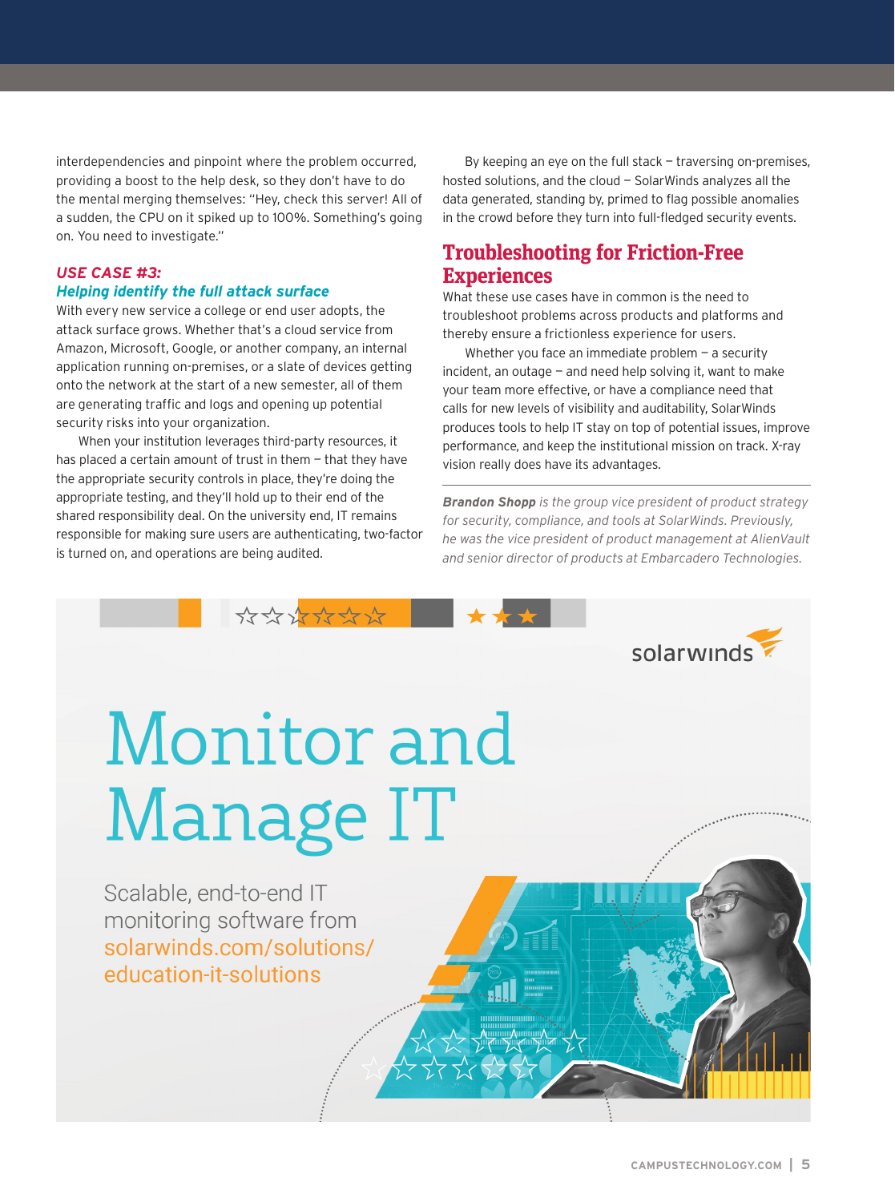interdependencies and pinpoint where the problem occurred, providing a boost to the help desk, so they don't have to do the mental merging themselves: "Hey, check this server! All of a sudden, the CPU on it spiked up to 100%. Something's going on. You need to investigate."

### *USE CASE #3: Helping identify the full attack surface*

With every new service a college or end user adopts, the attack surface grows. Whether that's a cloud service from Amazon, Microsoft, Google, or another company, an internal application running on-premises, or a slate of devices getting onto the network at the start of a new semester, all of them are generating traffic and logs and opening up potential security risks into your organization.

When your institution leverages third-party resources, it has placed a certain amount of trust in them — that they have the appropriate security controls in place, they're doing the appropriate testing, and they'll hold up to their end of the shared responsibility deal. On the university end, IT remains responsible for making sure users are authenticating, two-factor is turned on, and operations are being audited.

By keeping an eye on the full stack — traversing on-premises, hosted solutions, and the cloud — SolarWinds analyzes all the data generated, standing by, primed to flag possible anomalies in the crowd before they turn into full-fledged security events.

## Troubleshooting for Friction-Free Experiences

What these use cases have in common is the need to troubleshoot problems across products and platforms and thereby ensure a frictionless experience for users.

Whether you face an immediate problem — a security incident, an outage — and need help solving it, want to make your team more effective, or have a compliance need that calls for new levels of visibility and auditability, SolarWinds produces tools to help IT stay on top of potential issues, improve performance, and keep the institutional mission on track. X-ray vision really does have its advantages.

---

*__Brandon Shopp__ is the group vice president of product strategy for security, compliance, and tools at SolarWinds. Previously, he was the vice president of product management at AlienVault and senior director of products at Embarcadero Technologies.*

solarwinds

# Monitor and Manage IT

Scalable, end-to-end IT monitoring software from solarwinds.com/solutions/education-it-solutions